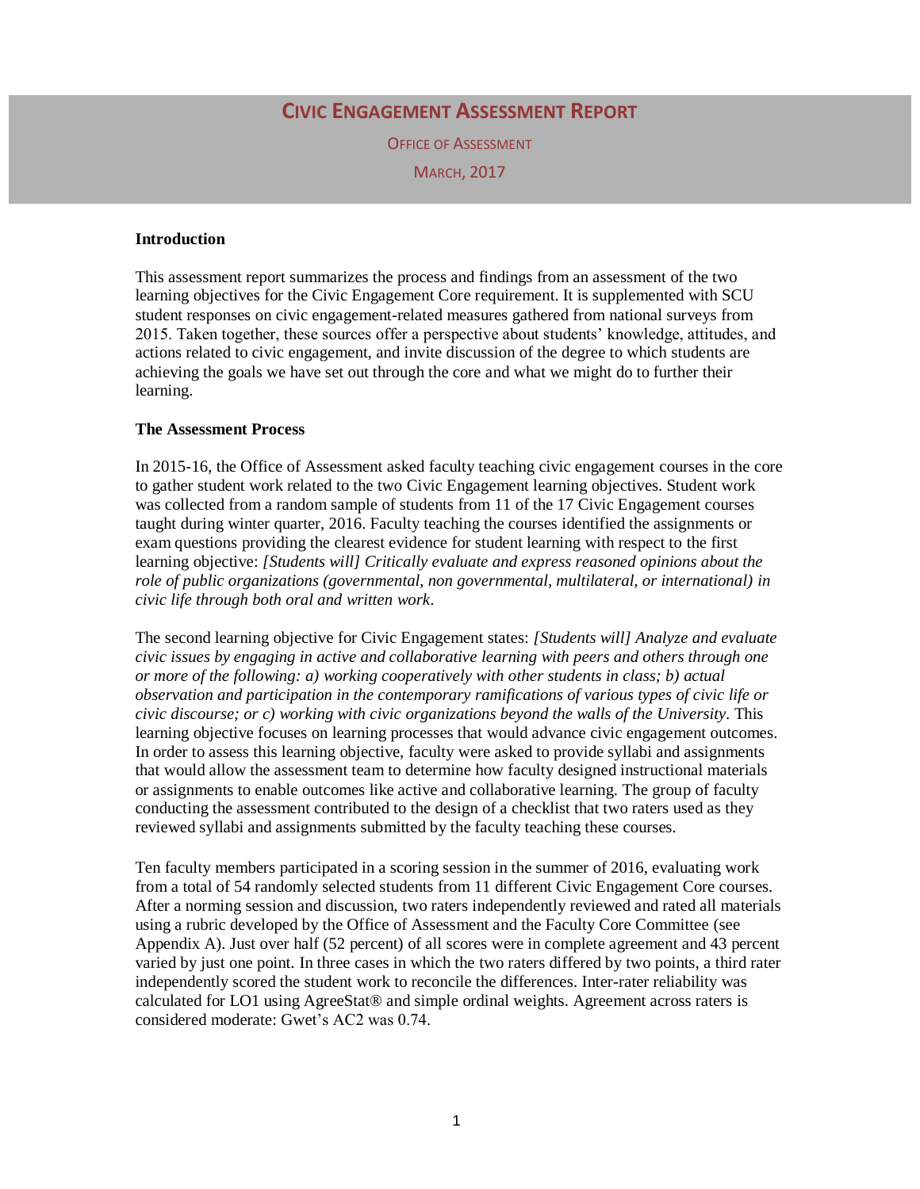# Civic Engagement Assessment Report

Office of Assessment

March, 2017

**Introduction**

This assessment report summarizes the process and findings from an assessment of the two learning objectives for the Civic Engagement Core requirement. It is supplemented with SCU student responses on civic engagement-related measures gathered from national surveys from 2015. Taken together, these sources offer a perspective about students' knowledge, attitudes, and actions related to civic engagement, and invite discussion of the degree to which students are achieving the goals we have set out through the core and what we might do to further their learning.

**The Assessment Process**

In 2015-16, the Office of Assessment asked faculty teaching civic engagement courses in the core to gather student work related to the two Civic Engagement learning objectives. Student work was collected from a random sample of students from 11 of the 17 Civic Engagement courses taught during winter quarter, 2016. Faculty teaching the courses identified the assignments or exam questions providing the clearest evidence for student learning with respect to the first learning objective: *[Students will] Critically evaluate and express reasoned opinions about the role of public organizations (governmental, non governmental, multilateral, or international) in civic life through both oral and written work*.

The second learning objective for Civic Engagement states: *[Students will] Analyze and evaluate civic issues by engaging in active and collaborative learning with peers and others through one or more of the following: a) working cooperatively with other students in class; b) actual observation and participation in the contemporary ramifications of various types of civic life or civic discourse; or c) working with civic organizations beyond the walls of the University*. This learning objective focuses on learning processes that would advance civic engagement outcomes. In order to assess this learning objective, faculty were asked to provide syllabi and assignments that would allow the assessment team to determine how faculty designed instructional materials or assignments to enable outcomes like active and collaborative learning. The group of faculty conducting the assessment contributed to the design of a checklist that two raters used as they reviewed syllabi and assignments submitted by the faculty teaching these courses.

Ten faculty members participated in a scoring session in the summer of 2016, evaluating work from a total of 54 randomly selected students from 11 different Civic Engagement Core courses. After a norming session and discussion, two raters independently reviewed and rated all materials using a rubric developed by the Office of Assessment and the Faculty Core Committee (see Appendix A). Just over half (52 percent) of all scores were in complete agreement and 43 percent varied by just one point. In three cases in which the two raters differed by two points, a third rater independently scored the student work to reconcile the differences. Inter-rater reliability was calculated for LO1 using AgreeStat® and simple ordinal weights. Agreement across raters is considered moderate: Gwet's AC2 was 0.74.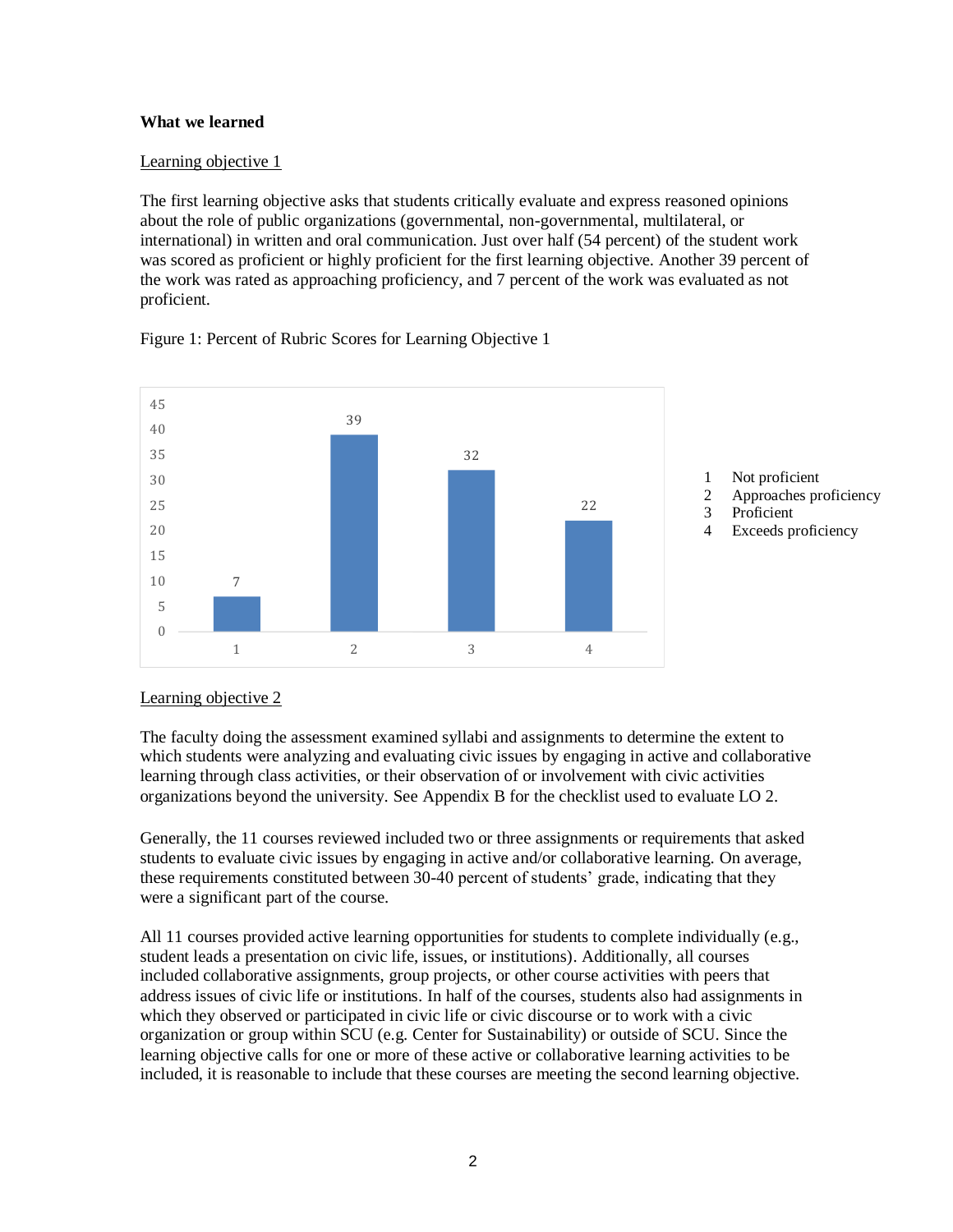**What we learned**

Learning objective 1

The first learning objective asks that students critically evaluate and express reasoned opinions about the role of public organizations (governmental, non-governmental, multilateral, or international) in written and oral communication. Just over half (54 percent) of the student work was scored as proficient or highly proficient for the first learning objective. Another 39 percent of the work was rated as approaching proficiency, and 7 percent of the work was evaluated as not proficient.

Figure 1: Percent of Rubric Scores for Learning Objective 1

| Rubric Score | Percent |
|---|---|
| 1 | 7 |
| 2 | 39 |
| 3 | 32 |
| 4 | 22 |

1 Not proficient
2 Approaches proficiency
3 Proficient
4 Exceeds proficiency

Learning objective 2

The faculty doing the assessment examined syllabi and assignments to determine the extent to which students were analyzing and evaluating civic issues by engaging in active and collaborative learning through class activities, or their observation of or involvement with civic activities organizations beyond the university. See Appendix B for the checklist used to evaluate LO 2.

Generally, the 11 courses reviewed included two or three assignments or requirements that asked students to evaluate civic issues by engaging in active and/or collaborative learning. On average, these requirements constituted between 30-40 percent of students' grade, indicating that they were a significant part of the course.

All 11 courses provided active learning opportunities for students to complete individually (e.g., student leads a presentation on civic life, issues, or institutions). Additionally, all courses included collaborative assignments, group projects, or other course activities with peers that address issues of civic life or institutions. In half of the courses, students also had assignments in which they observed or participated in civic life or civic discourse or to work with a civic organization or group within SCU (e.g. Center for Sustainability) or outside of SCU. Since the learning objective calls for one or more of these active or collaborative learning activities to be included, it is reasonable to include that these courses are meeting the second learning objective.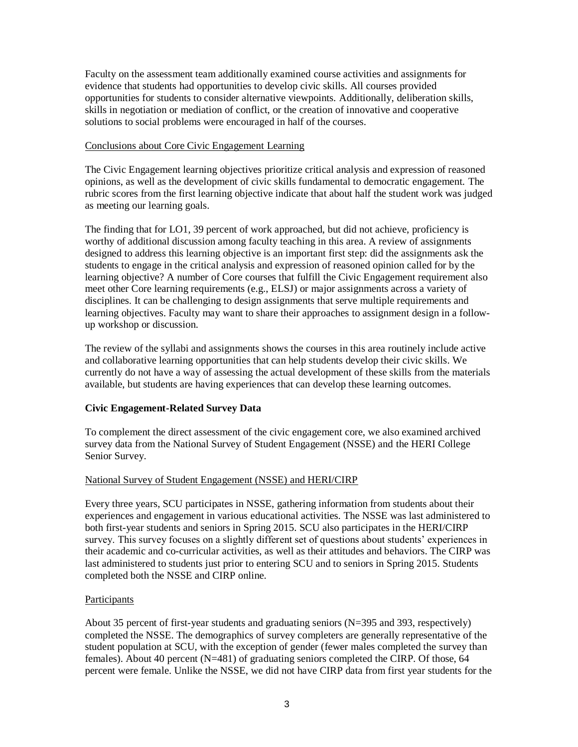Faculty on the assessment team additionally examined course activities and assignments for evidence that students had opportunities to develop civic skills. All courses provided opportunities for students to consider alternative viewpoints. Additionally, deliberation skills, skills in negotiation or mediation of conflict, or the creation of innovative and cooperative solutions to social problems were encouraged in half of the courses.

<u>Conclusions about Core Civic Engagement Learning</u>

The Civic Engagement learning objectives prioritize critical analysis and expression of reasoned opinions, as well as the development of civic skills fundamental to democratic engagement. The rubric scores from the first learning objective indicate that about half the student work was judged as meeting our learning goals.

The finding that for LO1, 39 percent of work approached, but did not achieve, proficiency is worthy of additional discussion among faculty teaching in this area. A review of assignments designed to address this learning objective is an important first step: did the assignments ask the students to engage in the critical analysis and expression of reasoned opinion called for by the learning objective? A number of Core courses that fulfill the Civic Engagement requirement also meet other Core learning requirements (e.g., ELSJ) or major assignments across a variety of disciplines. It can be challenging to design assignments that serve multiple requirements and learning objectives. Faculty may want to share their approaches to assignment design in a follow-up workshop or discussion.

The review of the syllabi and assignments shows the courses in this area routinely include active and collaborative learning opportunities that can help students develop their civic skills. We currently do not have a way of assessing the actual development of these skills from the materials available, but students are having experiences that can develop these learning outcomes.

**Civic Engagement-Related Survey Data**

To complement the direct assessment of the civic engagement core, we also examined archived survey data from the National Survey of Student Engagement (NSSE) and the HERI College Senior Survey.

<u>National Survey of Student Engagement (NSSE) and HERI/CIRP</u>

Every three years, SCU participates in NSSE, gathering information from students about their experiences and engagement in various educational activities. The NSSE was last administered to both first-year students and seniors in Spring 2015. SCU also participates in the HERI/CIRP survey. This survey focuses on a slightly different set of questions about students' experiences in their academic and co-curricular activities, as well as their attitudes and behaviors. The CIRP was last administered to students just prior to entering SCU and to seniors in Spring 2015. Students completed both the NSSE and CIRP online.

<u>Participants</u>

About 35 percent of first-year students and graduating seniors (N=395 and 393, respectively) completed the NSSE. The demographics of survey completers are generally representative of the student population at SCU, with the exception of gender (fewer males completed the survey than females). About 40 percent (N=481) of graduating seniors completed the CIRP. Of those, 64 percent were female. Unlike the NSSE, we did not have CIRP data from first year students for the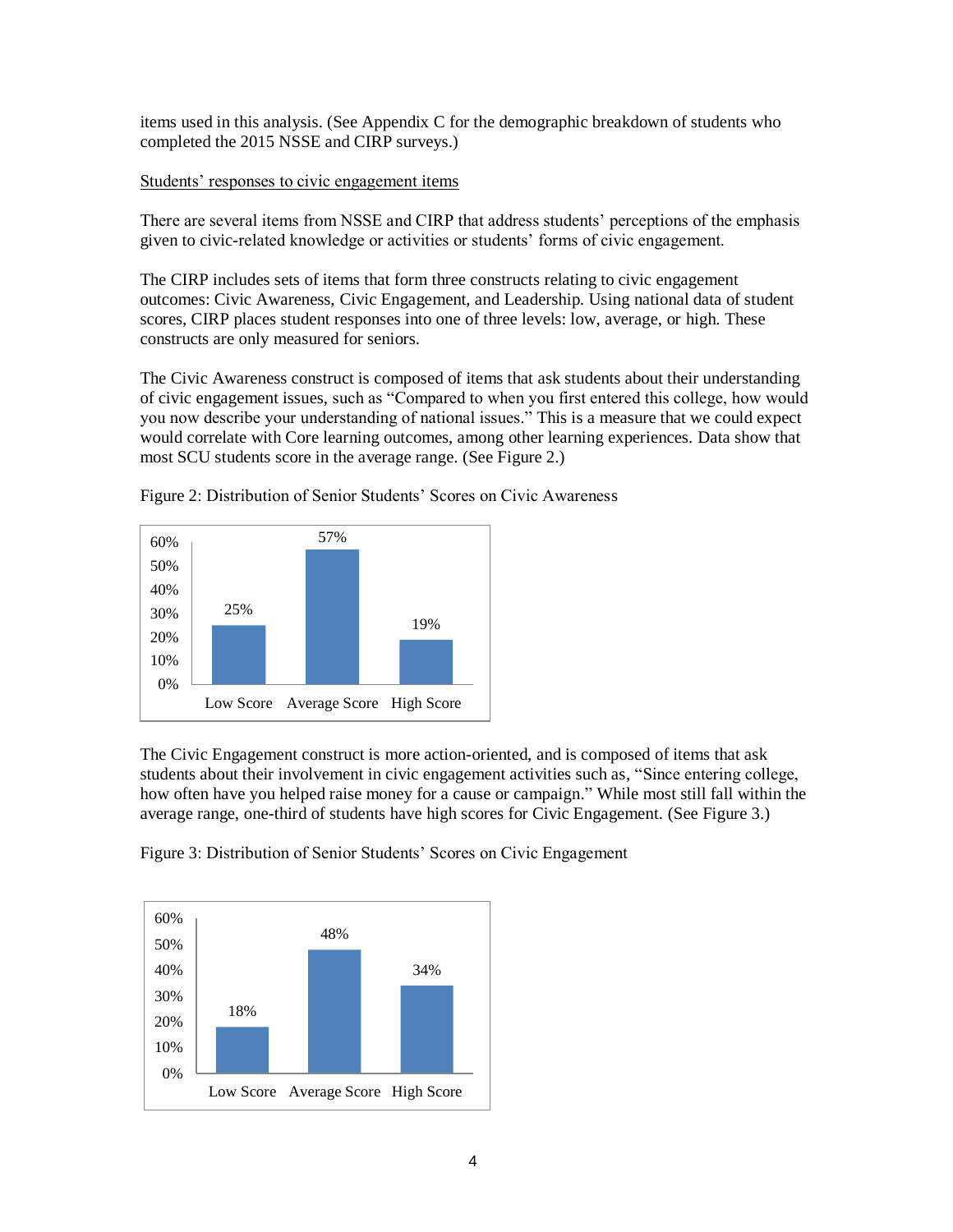items used in this analysis. (See Appendix C for the demographic breakdown of students who completed the 2015 NSSE and CIRP surveys.)

Students' responses to civic engagement items

There are several items from NSSE and CIRP that address students' perceptions of the emphasis given to civic-related knowledge or activities or students' forms of civic engagement.

The CIRP includes sets of items that form three constructs relating to civic engagement outcomes: Civic Awareness, Civic Engagement, and Leadership. Using national data of student scores, CIRP places student responses into one of three levels: low, average, or high. These constructs are only measured for seniors.

The Civic Awareness construct is composed of items that ask students about their understanding of civic engagement issues, such as "Compared to when you first entered this college, how would you now describe your understanding of national issues." This is a measure that we could expect would correlate with Core learning outcomes, among other learning experiences. Data show that most SCU students score in the average range. (See Figure 2.)

Figure 2: Distribution of Senior Students' Scores on Civic Awareness

| Low Score | Average Score | High Score |
|---|---|---|
| 25% | 57% | 19% |

The Civic Engagement construct is more action-oriented, and is composed of items that ask students about their involvement in civic engagement activities such as, "Since entering college, how often have you helped raise money for a cause or campaign." While most still fall within the average range, one-third of students have high scores for Civic Engagement. (See Figure 3.)

Figure 3: Distribution of Senior Students' Scores on Civic Engagement

| Low Score | Average Score | High Score |
|---|---|---|
| 18% | 48% | 34% |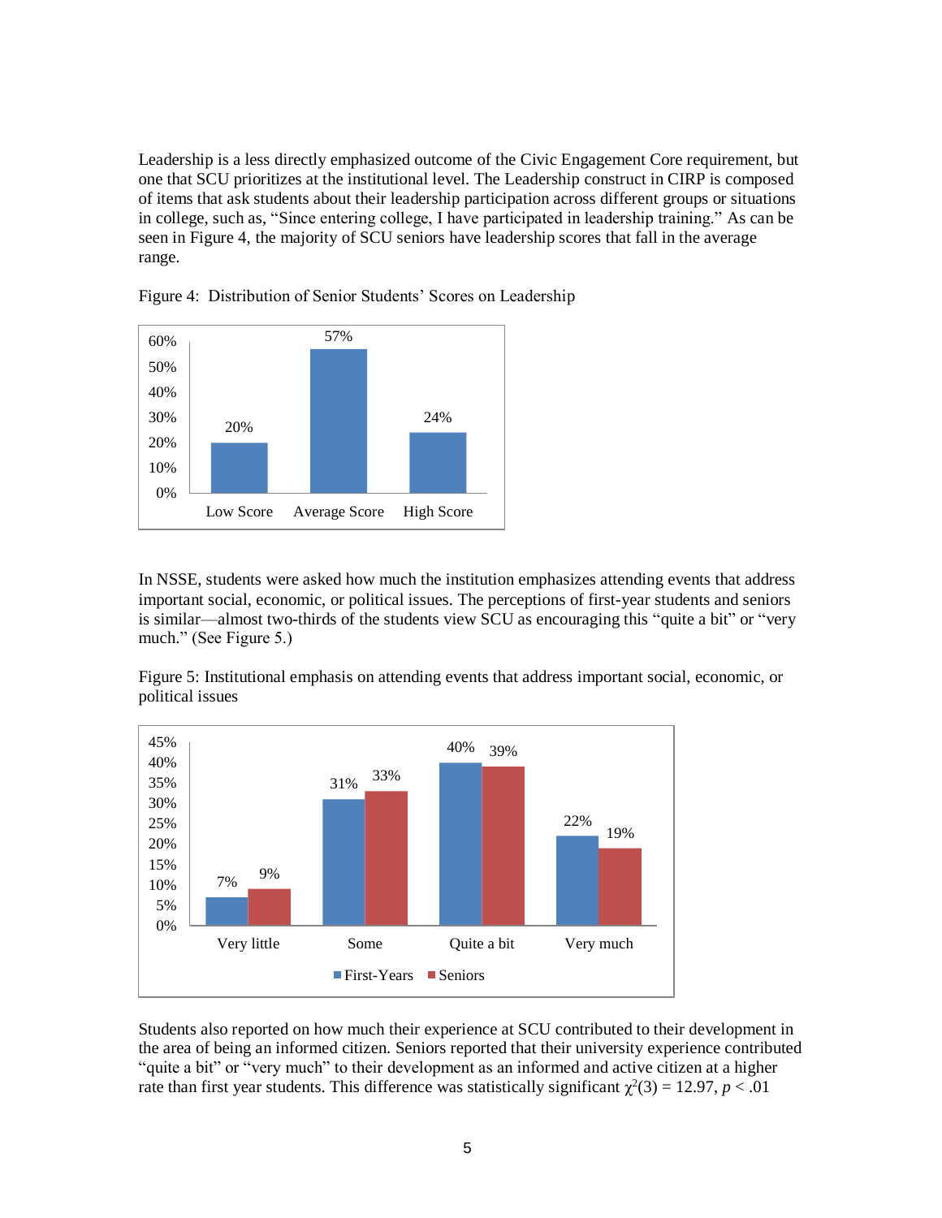Leadership is a less directly emphasized outcome of the Civic Engagement Core requirement, but one that SCU prioritizes at the institutional level. The Leadership construct in CIRP is composed of items that ask students about their leadership participation across different groups or situations in college, such as, "Since entering college, I have participated in leadership training." As can be seen in Figure 4, the majority of SCU seniors have leadership scores that fall in the average range.

Figure 4: Distribution of Senior Students' Scores on Leadership

| Low Score | Average Score | High Score |
|---|---|---|
| 20% | 57% | 24% |

In NSSE, students were asked how much the institution emphasizes attending events that address important social, economic, or political issues. The perceptions of first-year students and seniors is similar—almost two-thirds of the students view SCU as encouraging this "quite a bit" or "very much." (See Figure 5.)

Figure 5: Institutional emphasis on attending events that address important social, economic, or political issues

| | Very little | Some | Quite a bit | Very much |
|---|---|---|---|---|
| First-Years | 7% | 31% | 40% | 22% |
| Seniors | 9% | 33% | 39% | 19% |

Students also reported on how much their experience at SCU contributed to their development in the area of being an informed citizen. Seniors reported that their university experience contributed "quite a bit" or "very much" to their development as an informed and active citizen at a higher rate than first year students. This difference was statistically significant $\chi^2(3) = 12.97$, $p < .01$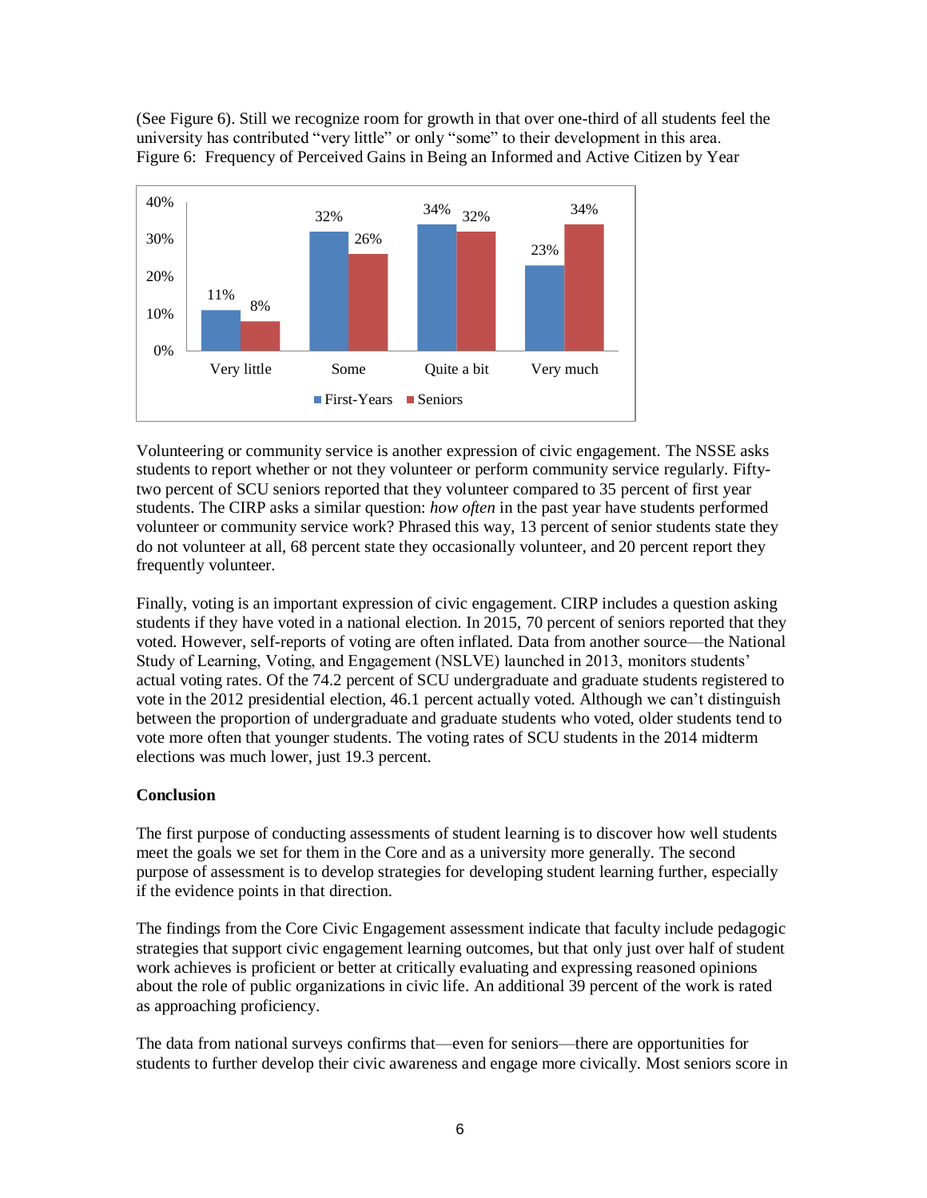(See Figure 6). Still we recognize room for growth in that over one-third of all students feel the university has contributed "very little" or only "some" to their development in this area.
Figure 6: Frequency of Perceived Gains in Being an Informed and Active Citizen by Year

| | Very little | Some | Quite a bit | Very much |
|---|---|---|---|---|
| First-Years | 11% | 32% | 34% | 23% |
| Seniors | 8% | 26% | 32% | 34% |

Volunteering or community service is another expression of civic engagement. The NSSE asks students to report whether or not they volunteer or perform community service regularly. Fifty-two percent of SCU seniors reported that they volunteer compared to 35 percent of first year students. The CIRP asks a similar question: *how often* in the past year have students performed volunteer or community service work? Phrased this way, 13 percent of senior students state they do not volunteer at all, 68 percent state they occasionally volunteer, and 20 percent report they frequently volunteer.

Finally, voting is an important expression of civic engagement. CIRP includes a question asking students if they have voted in a national election. In 2015, 70 percent of seniors reported that they voted. However, self-reports of voting are often inflated. Data from another source—the National Study of Learning, Voting, and Engagement (NSLVE) launched in 2013, monitors students' actual voting rates. Of the 74.2 percent of SCU undergraduate and graduate students registered to vote in the 2012 presidential election, 46.1 percent actually voted. Although we can't distinguish between the proportion of undergraduate and graduate students who voted, older students tend to vote more often that younger students. The voting rates of SCU students in the 2014 midterm elections was much lower, just 19.3 percent.

**Conclusion**

The first purpose of conducting assessments of student learning is to discover how well students meet the goals we set for them in the Core and as a university more generally. The second purpose of assessment is to develop strategies for developing student learning further, especially if the evidence points in that direction.

The findings from the Core Civic Engagement assessment indicate that faculty include pedagogic strategies that support civic engagement learning outcomes, but that only just over half of student work achieves is proficient or better at critically evaluating and expressing reasoned opinions about the role of public organizations in civic life. An additional 39 percent of the work is rated as approaching proficiency.

The data from national surveys confirms that—even for seniors—there are opportunities for students to further develop their civic awareness and engage more civically. Most seniors score in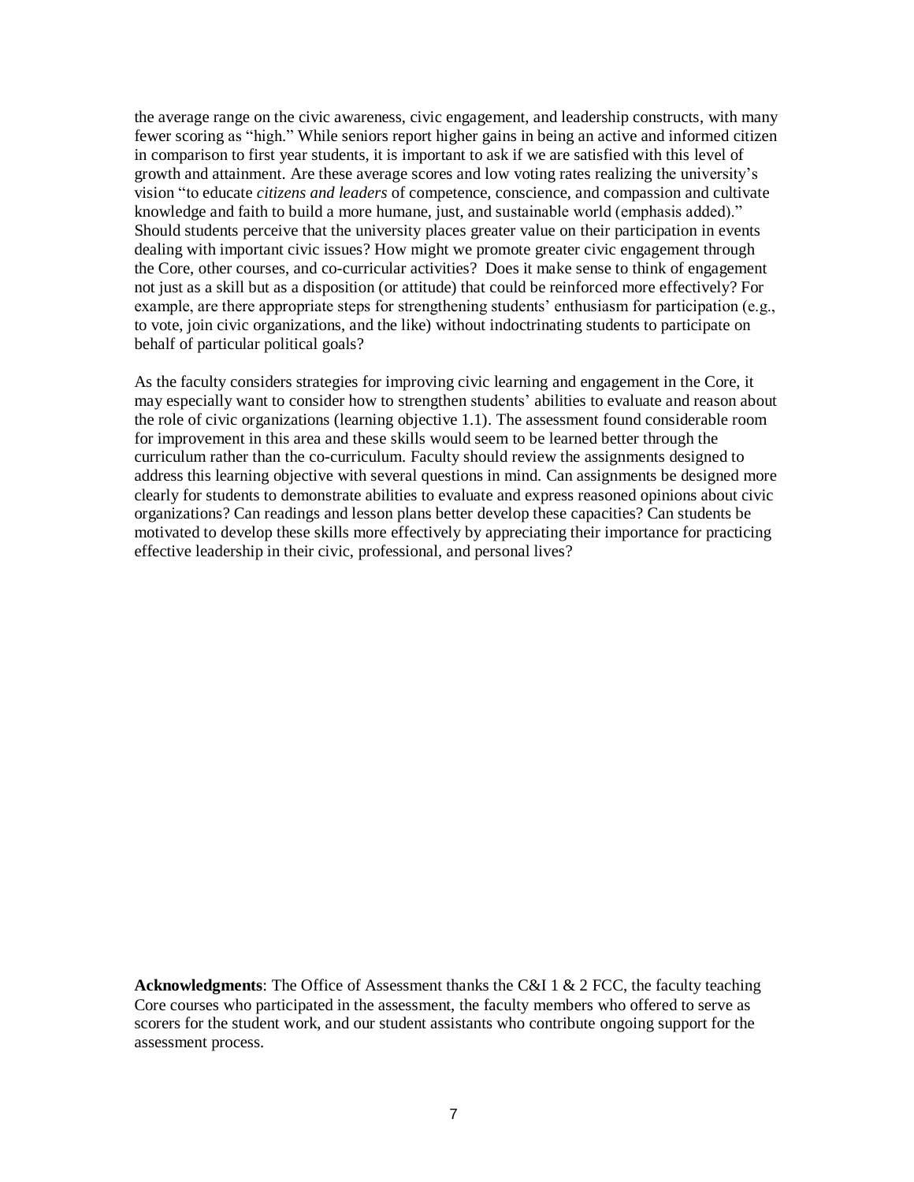the average range on the civic awareness, civic engagement, and leadership constructs, with many fewer scoring as "high." While seniors report higher gains in being an active and informed citizen in comparison to first year students, it is important to ask if we are satisfied with this level of growth and attainment. Are these average scores and low voting rates realizing the university's vision "to educate *citizens and leaders* of competence, conscience, and compassion and cultivate knowledge and faith to build a more humane, just, and sustainable world (emphasis added)." Should students perceive that the university places greater value on their participation in events dealing with important civic issues? How might we promote greater civic engagement through the Core, other courses, and co-curricular activities? Does it make sense to think of engagement not just as a skill but as a disposition (or attitude) that could be reinforced more effectively? For example, are there appropriate steps for strengthening students' enthusiasm for participation (e.g., to vote, join civic organizations, and the like) without indoctrinating students to participate on behalf of particular political goals?

As the faculty considers strategies for improving civic learning and engagement in the Core, it may especially want to consider how to strengthen students' abilities to evaluate and reason about the role of civic organizations (learning objective 1.1). The assessment found considerable room for improvement in this area and these skills would seem to be learned better through the curriculum rather than the co-curriculum. Faculty should review the assignments designed to address this learning objective with several questions in mind. Can assignments be designed more clearly for students to demonstrate abilities to evaluate and express reasoned opinions about civic organizations? Can readings and lesson plans better develop these capacities? Can students be motivated to develop these skills more effectively by appreciating their importance for practicing effective leadership in their civic, professional, and personal lives?

**Acknowledgments**: The Office of Assessment thanks the C&I 1 & 2 FCC, the faculty teaching Core courses who participated in the assessment, the faculty members who offered to serve as scorers for the student work, and our student assistants who contribute ongoing support for the assessment process.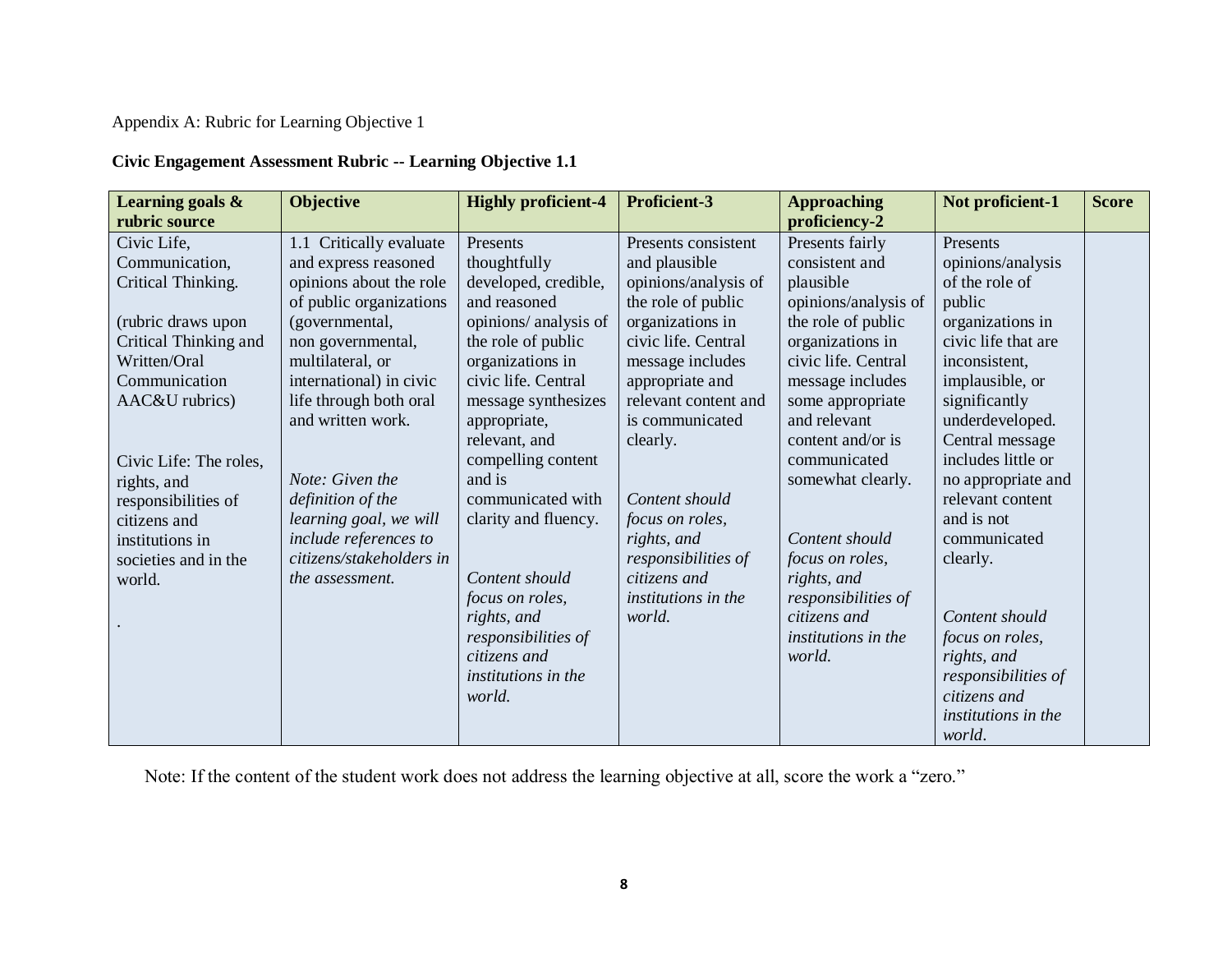Appendix A: Rubric for Learning Objective 1

**Civic Engagement Assessment Rubric -- Learning Objective 1.1**

| **Learning goals & rubric source** | **Objective** | **Highly proficient-4** | **Proficient-3** | **Approaching proficiency-2** | **Not proficient-1** | **Score** |
|---|---|---|---|---|---|---|
| Civic Life, Communication, Critical Thinking.<br><br>(rubric draws upon Critical Thinking and Written/Oral Communication AAC&U rubrics)<br><br>Civic Life: The roles, rights, and responsibilities of citizens and institutions in societies and in the world.<br><br>. | 1.1 Critically evaluate and express reasoned opinions about the role of public organizations (governmental, non governmental, multilateral, or international) in civic life through both oral and written work.<br><br>*Note: Given the definition of the learning goal, we will include references to citizens/stakeholders in the assessment.* | Presents thoughtfully developed, credible, and reasoned opinions/ analysis of the role of public organizations in civic life. Central message synthesizes appropriate, relevant, and compelling content and is communicated with clarity and fluency.<br><br>*Content should focus on roles, rights, and responsibilities of citizens and institutions in the world.* | Presents consistent and plausible opinions/analysis of the role of public organizations in civic life. Central message includes appropriate and relevant content and is communicated clearly.<br><br>*Content should focus on roles, rights, and responsibilities of citizens and institutions in the world.* | Presents fairly consistent and plausible opinions/analysis of the role of public organizations in civic life. Central message includes some appropriate and relevant content and/or is communicated somewhat clearly.<br><br>*Content should focus on roles, rights, and responsibilities of citizens and institutions in the world.* | Presents opinions/analysis of the role of public organizations in civic life that are inconsistent, implausible, or significantly underdeveloped. Central message includes little or no appropriate and relevant content and is not communicated clearly.<br><br>*Content should focus on roles, rights, and responsibilities of citizens and institutions in the world.* | |

Note: If the content of the student work does not address the learning objective at all, score the work a "zero."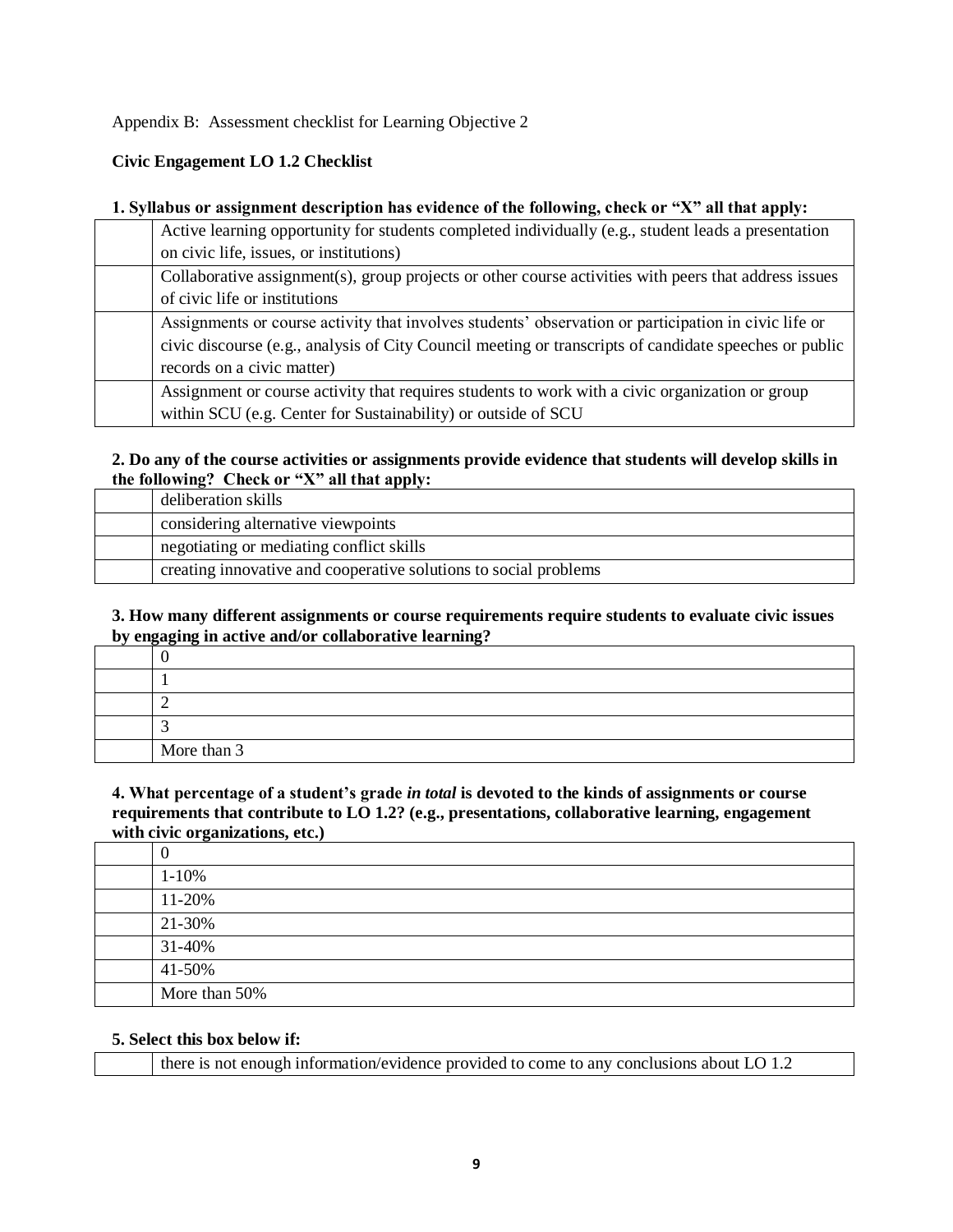Appendix B: Assessment checklist for Learning Objective 2

**Civic Engagement LO 1.2 Checklist**

**1. Syllabus or assignment description has evidence of the following, check or "X" all that apply:**

| | |
|---|---|
| | Active learning opportunity for students completed individually (e.g., student leads a presentation on civic life, issues, or institutions) |
| | Collaborative assignment(s), group projects or other course activities with peers that address issues of civic life or institutions |
| | Assignments or course activity that involves students' observation or participation in civic life or civic discourse (e.g., analysis of City Council meeting or transcripts of candidate speeches or public records on a civic matter) |
| | Assignment or course activity that requires students to work with a civic organization or group within SCU (e.g. Center for Sustainability) or outside of SCU |

**2. Do any of the course activities or assignments provide evidence that students will develop skills in the following? Check or "X" all that apply:**

| | |
|---|---|
| | deliberation skills |
| | considering alternative viewpoints |
| | negotiating or mediating conflict skills |
| | creating innovative and cooperative solutions to social problems |

**3. How many different assignments or course requirements require students to evaluate civic issues by engaging in active and/or collaborative learning?**

| | |
|---|---|
| | 0 |
| | 1 |
| | 2 |
| | 3 |
| | More than 3 |

**4. What percentage of a student's grade *in total* is devoted to the kinds of assignments or course requirements that contribute to LO 1.2? (e.g., presentations, collaborative learning, engagement with civic organizations, etc.)**

| | |
|---|---|
| | 0 |
| | 1-10% |
| | 11-20% |
| | 21-30% |
| | 31-40% |
| | 41-50% |
| | More than 50% |

**5. Select this box below if:**

| | |
|---|---|
| | there is not enough information/evidence provided to come to any conclusions about LO 1.2 |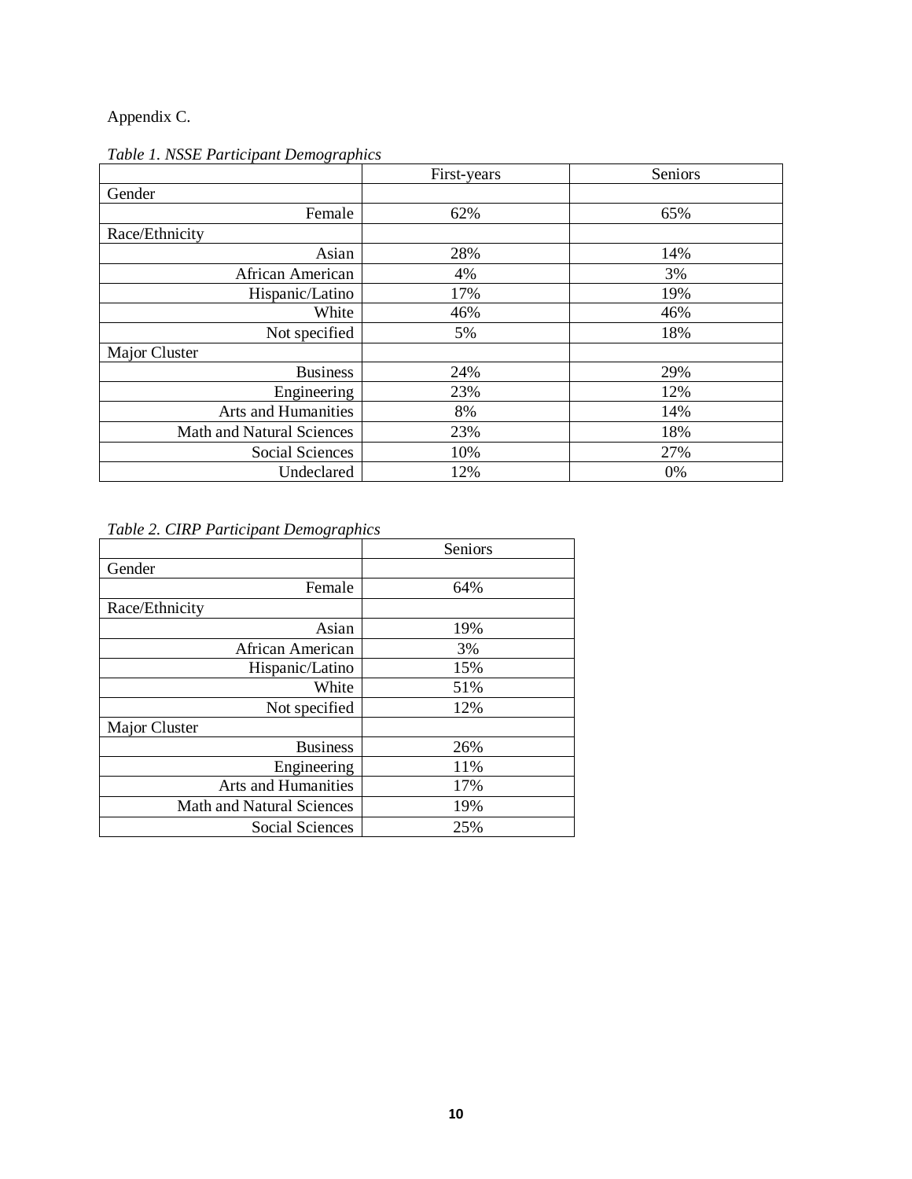Appendix C.

*Table 1. NSSE Participant Demographics*

| | First-years | Seniors |
|---|---|---|
| Gender | | |
| Female | 62% | 65% |
| Race/Ethnicity | | |
| Asian | 28% | 14% |
| African American | 4% | 3% |
| Hispanic/Latino | 17% | 19% |
| White | 46% | 46% |
| Not specified | 5% | 18% |
| Major Cluster | | |
| Business | 24% | 29% |
| Engineering | 23% | 12% |
| Arts and Humanities | 8% | 14% |
| Math and Natural Sciences | 23% | 18% |
| Social Sciences | 10% | 27% |
| Undeclared | 12% | 0% |

*Table 2. CIRP Participant Demographics*

| | Seniors |
|---|---|
| Gender | |
| Female | 64% |
| Race/Ethnicity | |
| Asian | 19% |
| African American | 3% |
| Hispanic/Latino | 15% |
| White | 51% |
| Not specified | 12% |
| Major Cluster | |
| Business | 26% |
| Engineering | 11% |
| Arts and Humanities | 17% |
| Math and Natural Sciences | 19% |
| Social Sciences | 25% |